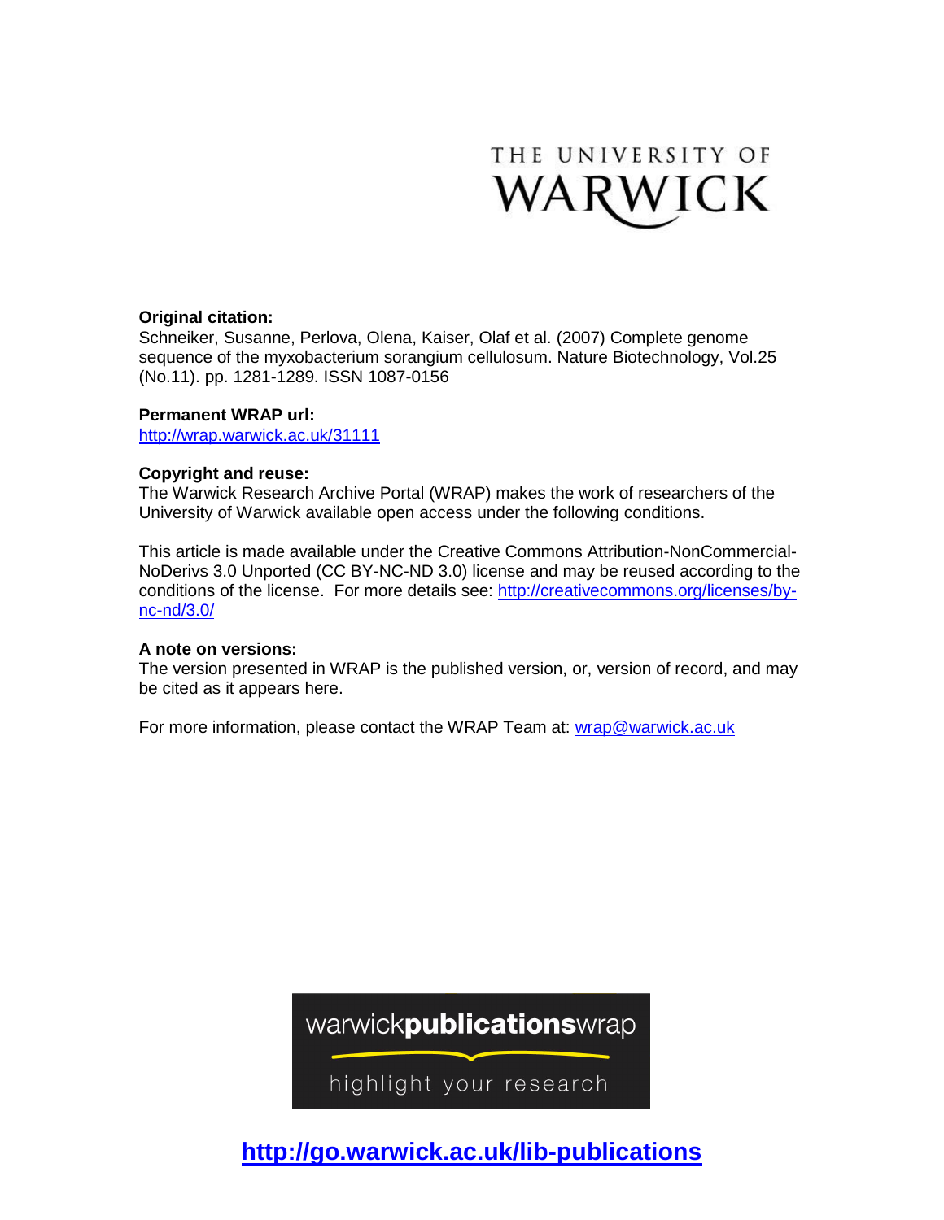THE UNIVERSITY OF WARWICK

**Original citation:**
Schneiker, Susanne, Perlova, Olena, Kaiser, Olaf et al. (2007) Complete genome sequence of the myxobacterium sorangium cellulosum. Nature Biotechnology, Vol.25 (No.11). pp. 1281-1289. ISSN 1087-0156

**Permanent WRAP url:**
http://wrap.warwick.ac.uk/31111

**Copyright and reuse:**
The Warwick Research Archive Portal (WRAP) makes the work of researchers of the University of Warwick available open access under the following conditions.

This article is made available under the Creative Commons Attribution-NonCommercial-NoDerivs 3.0 Unported (CC BY-NC-ND 3.0) license and may be reused according to the conditions of the license. For more details see: http://creativecommons.org/licenses/by-nc-nd/3.0/

**A note on versions:**
The version presented in WRAP is the published version, or, version of record, and may be cited as it appears here.

For more information, please contact the WRAP Team at: wrap@warwick.ac.uk

warwick**publications**wrap

highlight your research

**http://go.warwick.ac.uk/lib-publications**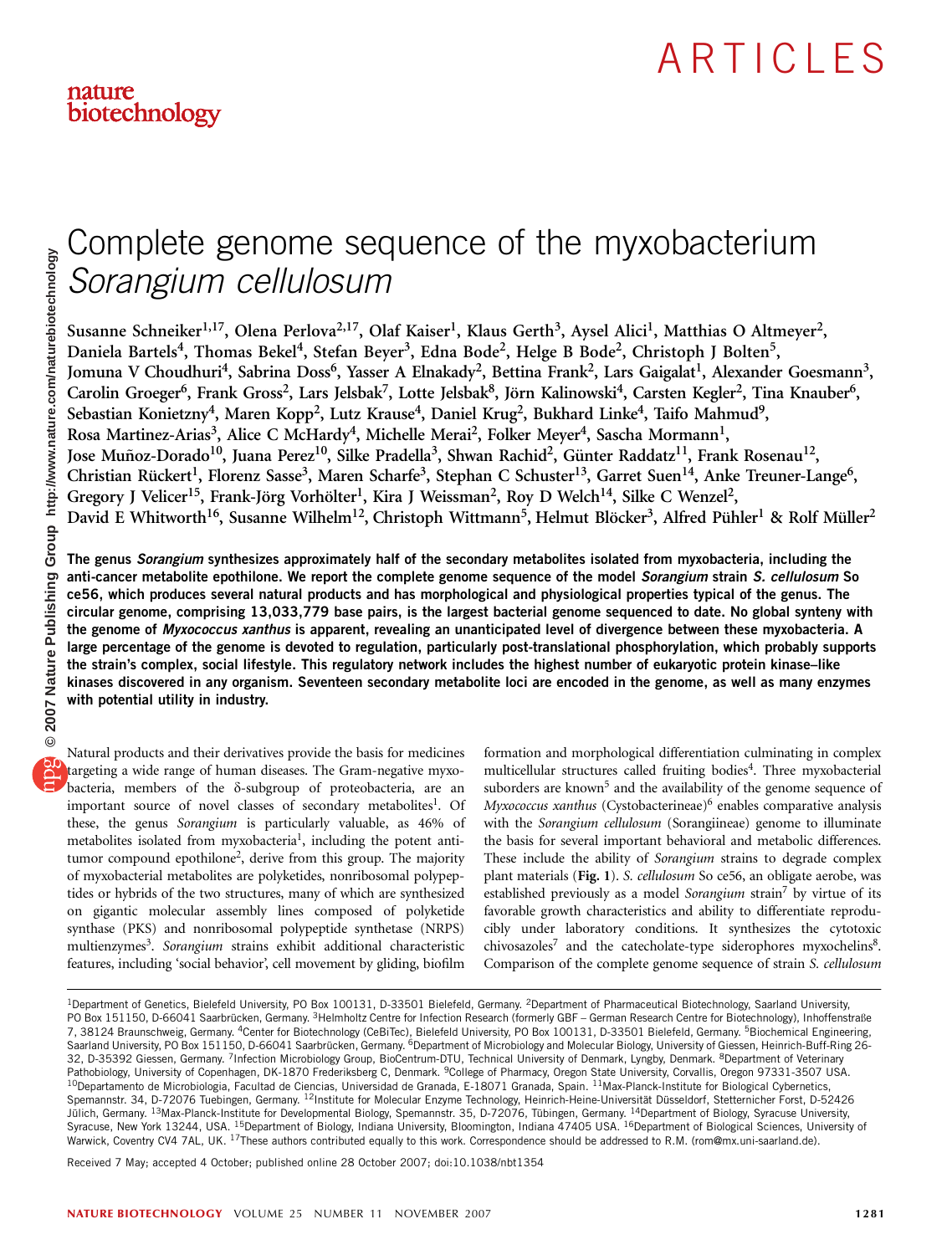# Complete genome sequence of the myxobacterium *Sorangium cellulosum*

Susanne Schneiker[1,17], Olena Perlova[2,17], Olaf Kaiser[1], Klaus Gerth[3], Aysel Alici[1], Matthias O Altmeyer[2], Daniela Bartels[4], Thomas Bekel[4], Stefan Beyer[3], Edna Bode[2], Helge B Bode[2], Christoph J Bolten[5], Jomuna V Choudhuri[4], Sabrina Doss[6], Yasser A Elnakady[2], Bettina Frank[2], Lars Gaigalat[1], Alexander Goesmann[3], Carolin Groeger[6], Frank Gross[2], Lars Jelsbak[7], Lotte Jelsbak[8], Jörn Kalinowski[4], Carsten Kegler[2], Tina Knauber[6], Sebastian Konietzny[4], Maren Kopp[2], Lutz Krause[4], Daniel Krug[2], Bukhard Linke[4], Taifo Mahmud[9], Rosa Martinez-Arias[3], Alice C McHardy[4], Michelle Merai[2], Folker Meyer[4], Sascha Mormann[1], Jose Muñoz-Dorado[10], Juana Perez[10], Silke Pradella[3], Shwan Rachid[2], Günter Raddatz[11], Frank Rosenau[12], Christian Rückert[1], Florenz Sasse[3], Maren Scharfe[3], Stephan C Schuster[13], Garret Suen[14], Anke Treuner-Lange[6], Gregory J Velicer[15], Frank-Jörg Vorhölter[1], Kira J Weissman[2], Roy D Welch[14], Silke C Wenzel[2], David E Whitworth[16], Susanne Wilhelm[12], Christoph Wittmann[5], Helmut Blöcker[3], Alfred Pühler[1] & Rolf Müller[2]

**The genus *Sorangium* synthesizes approximately half of the secondary metabolites isolated from myxobacteria, including the anti-cancer metabolite epothilone. We report the complete genome sequence of the model *Sorangium* strain *S. cellulosum* So ce56, which produces several natural products and has morphological and physiological properties typical of the genus. The circular genome, comprising 13,033,779 base pairs, is the largest bacterial genome sequenced to date. No global synteny with the genome of *Myxococcus xanthus* is apparent, revealing an unanticipated level of divergence between these myxobacteria. A large percentage of the genome is devoted to regulation, particularly post-translational phosphorylation, which probably supports the strain's complex, social lifestyle. This regulatory network includes the highest number of eukaryotic protein kinase–like kinases discovered in any organism. Seventeen secondary metabolite loci are encoded in the genome, as well as many enzymes with potential utility in industry.**

Natural products and their derivatives provide the basis for medicines targeting a wide range of human diseases. The Gram-negative myxobacteria, members of the δ-subgroup of proteobacteria, are an important source of novel classes of secondary metabolites[1]. Of these, the genus *Sorangium* is particularly valuable, as 46% of metabolites isolated from myxobacteria[1], including the potent antitumor compound epothilone[2], derive from this group. The majority of myxobacterial metabolites are polyketides, nonribosomal polypeptides or hybrids of the two structures, many of which are synthesized on gigantic molecular assembly lines composed of polyketide synthase (PKS) and nonribosomal polypeptide synthetase (NRPS) multienzymes[3]. *Sorangium* strains exhibit additional characteristic features, including 'social behavior', cell movement by gliding, biofilm formation and morphological differentiation culminating in complex multicellular structures called fruiting bodies[4]. Three myxobacterial suborders are known[5] and the availability of the genome sequence of *Myxococcus xanthus* (Cystobacterineae)[6] enables comparative analysis with the *Sorangium cellulosum* (Sorangiineae) genome to illuminate the basis for several important behavioral and metabolic differences. These include the ability of *Sorangium* strains to degrade complex plant materials (**Fig. 1**). *S. cellulosum* So ce56, an obligate aerobe, was established previously as a model *Sorangium* strain[7] by virtue of its favorable growth characteristics and ability to differentiate reproducibly under laboratory conditions. It synthesizes the cytotoxic chivosazoles[7] and the catecholate-type siderophores myxochelins[8]. Comparison of the complete genome sequence of strain *S. cellulosum*

[1]Department of Genetics, Bielefeld University, PO Box 100131, D-33501 Bielefeld, Germany. [2]Department of Pharmaceutical Biotechnology, Saarland University, PO Box 151150, D-66041 Saarbrücken, Germany. [3]Helmholtz Centre for Infection Research (formerly GBF – German Research Centre for Biotechnology), Inhoffenstraße 7, 38124 Braunschweig, Germany. [4]Center for Biotechnology (CeBiTec), Bielefeld University, PO Box 100131, D-33501 Bielefeld, Germany. [5]Biochemical Engineering, Saarland University, PO Box 151150, D-66041 Saarbrücken, Germany. [6]Department of Microbiology and Molecular Biology, University of Giessen, Heinrich-Buff-Ring 26-32, D-35392 Giessen, Germany. [7]Infection Microbiology Group, BioCentrum-DTU, Technical University of Denmark, Lyngby, Denmark. [8]Department of Veterinary Pathobiology, University of Copenhagen, DK-1870 Frederiksberg C, Denmark. [9]College of Pharmacy, Oregon State University, Corvallis, Oregon 97331-3507 USA. [10]Departamento de Microbiologia, Facultad de Ciencias, Universidad de Granada, E-18071 Granada, Spain. [11]Max-Planck-Institute for Biological Cybernetics, Spemannstr. 34, D-72076 Tuebingen, Germany. [12]Institute for Molecular Enzyme Technology, Heinrich-Heine-Universität Düsseldorf, Stetternicher Forst, D-52426 Jülich, Germany. [13]Max-Planck-Institute for Developmental Biology, Spemannstr. 35, D-72076, Tübingen, Germany. [14]Department of Biology, Syracuse University, Syracuse, New York 13244, USA. [15]Department of Biology, Indiana University, Bloomington, Indiana 47405 USA. [16]Department of Biological Sciences, University of Warwick, Coventry CV4 7AL, UK. [17]These authors contributed equally to this work. Correspondence should be addressed to R.M. (rom@mx.uni-saarland.de).

Received 7 May; accepted 4 October; published online 28 October 2007; doi:10.1038/nbt1354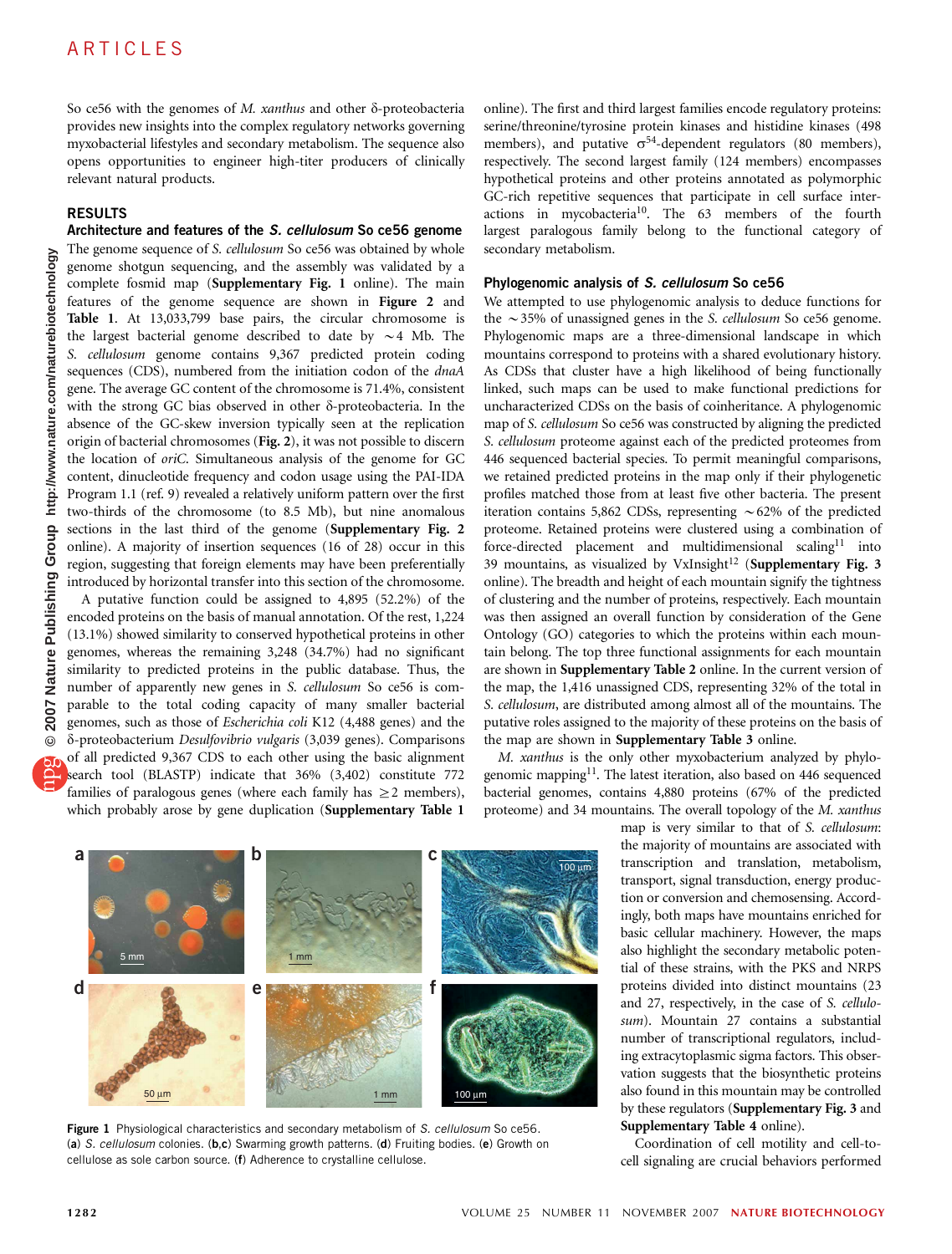So ce56 with the genomes of *M. xanthus* and other δ-proteobacteria provides new insights into the complex regulatory networks governing myxobacterial lifestyles and secondary metabolism. The sequence also opens opportunities to engineer high-titer producers of clinically relevant natural products.

## RESULTS

### Architecture and features of the *S. cellulosum* So ce56 genome

The genome sequence of *S. cellulosum* So ce56 was obtained by whole genome shotgun sequencing, and the assembly was validated by a complete fosmid map (**Supplementary Fig. 1** online). The main features of the genome sequence are shown in **Figure 2** and **Table 1**. At 13,033,799 base pairs, the circular chromosome is the largest bacterial genome described to date by ~4 Mb. The *S. cellulosum* genome contains 9,367 predicted protein coding sequences (CDS), numbered from the initiation codon of the *dnaA* gene. The average GC content of the chromosome is 71.4%, consistent with the strong GC bias observed in other δ-proteobacteria. In the absence of the GC-skew inversion typically seen at the replication origin of bacterial chromosomes (**Fig. 2**), it was not possible to discern the location of *oriC*. Simultaneous analysis of the genome for GC content, dinucleotide frequency and codon usage using the PAI-IDA Program 1.1 (ref. 9) revealed a relatively uniform pattern over the first two-thirds of the chromosome (to 8.5 Mb), but nine anomalous sections in the last third of the genome (**Supplementary Fig. 2** online). A majority of insertion sequences (16 of 28) occur in this region, suggesting that foreign elements may have been preferentially introduced by horizontal transfer into this section of the chromosome.

A putative function could be assigned to 4,895 (52.2%) of the encoded proteins on the basis of manual annotation. Of the rest, 1,224 (13.1%) showed similarity to conserved hypothetical proteins in other genomes, whereas the remaining 3,248 (34.7%) had no significant similarity to predicted proteins in the public database. Thus, the number of apparently new genes in *S. cellulosum* So ce56 is comparable to the total coding capacity of many smaller bacterial genomes, such as those of *Escherichia coli* K12 (4,488 genes) and the δ-proteobacterium *Desulfovibrio vulgaris* (3,039 genes). Comparisons of all predicted 9,367 CDS to each other using the basic alignment search tool (BLASTP) indicate that 36% (3,402) constitute 772 families of paralogous genes (where each family has ≥2 members), which probably arose by gene duplication (**Supplementary Table 1** online). The first and third largest families encode regulatory proteins: serine/threonine/tyrosine protein kinases and histidine kinases (498 members), and putative $\sigma^{54}$-dependent regulators (80 members), respectively. The second largest family (124 members) encompasses hypothetical proteins and other proteins annotated as polymorphic GC-rich repetitive sequences that participate in cell surface interactions in mycobacteria[10]. The 63 members of the fourth largest paralogous family belong to the functional category of secondary metabolism.

### Phylogenomic analysis of *S. cellulosum* So ce56

We attempted to use phylogenomic analysis to deduce functions for the ~35% of unassigned genes in the *S. cellulosum* So ce56 genome. Phylogenomic maps are a three-dimensional landscape in which mountains correspond to proteins with a shared evolutionary history. As CDSs that cluster have a high likelihood of being functionally linked, such maps can be used to make functional predictions for uncharacterized CDSs on the basis of coinheritance. A phylogenomic map of *S. cellulosum* So ce56 was constructed by aligning the predicted *S. cellulosum* proteome against each of the predicted proteomes from 446 sequenced bacterial species. To permit meaningful comparisons, we retained predicted proteins in the map only if their phylogenetic profiles matched those from at least five other bacteria. The present iteration contains 5,862 CDSs, representing ~62% of the predicted proteome. Retained proteins were clustered using a combination of force-directed placement and multidimensional scaling[11] into 39 mountains, as visualized by VxInsight[12] (**Supplementary Fig. 3** online). The breadth and height of each mountain signify the tightness of clustering and the number of proteins, respectively. Each mountain was then assigned an overall function by consideration of the Gene Ontology (GO) categories to which the proteins within each mountain belong. The top three functional assignments for each mountain are shown in **Supplementary Table 2** online. In the current version of the map, the 1,416 unassigned CDS, representing 32% of the total in *S. cellulosum*, are distributed among almost all of the mountains. The putative roles assigned to the majority of these proteins on the basis of the map are shown in **Supplementary Table 3** online.

*M. xanthus* is the only other myxobacterium analyzed by phylogenomic mapping[11]. The latest iteration, also based on 446 sequenced bacterial genomes, contains 4,880 proteins (67% of the predicted proteome) and 34 mountains. The overall topology of the *M. xanthus* map is very similar to that of *S. cellulosum*: the majority of mountains are associated with transcription and translation, metabolism, transport, signal transduction, energy production or conversion and chemosensing. Accordingly, both maps have mountains enriched for basic cellular machinery. However, the maps also highlight the secondary metabolic potential of these strains, with the PKS and NRPS proteins divided into distinct mountains (23 and 27, respectively, in the case of *S. cellulosum*). Mountain 27 contains a substantial number of transcriptional regulators, including extracytoplasmic sigma factors. This observation suggests that the biosynthetic proteins also found in this mountain may be controlled by these regulators (**Supplementary Fig. 3** and **Supplementary Table 4** online).

Coordination of cell motility and cell-to-cell signaling are crucial behaviors performed

**Figure 1** Physiological characteristics and secondary metabolism of *S. cellulosum* So ce56. (**a**) *S. cellulosum* colonies. (**b**,**c**) Swarming growth patterns. (**d**) Fruiting bodies. (**e**) Growth on cellulose as sole carbon source. (**f**) Adherence to crystalline cellulose.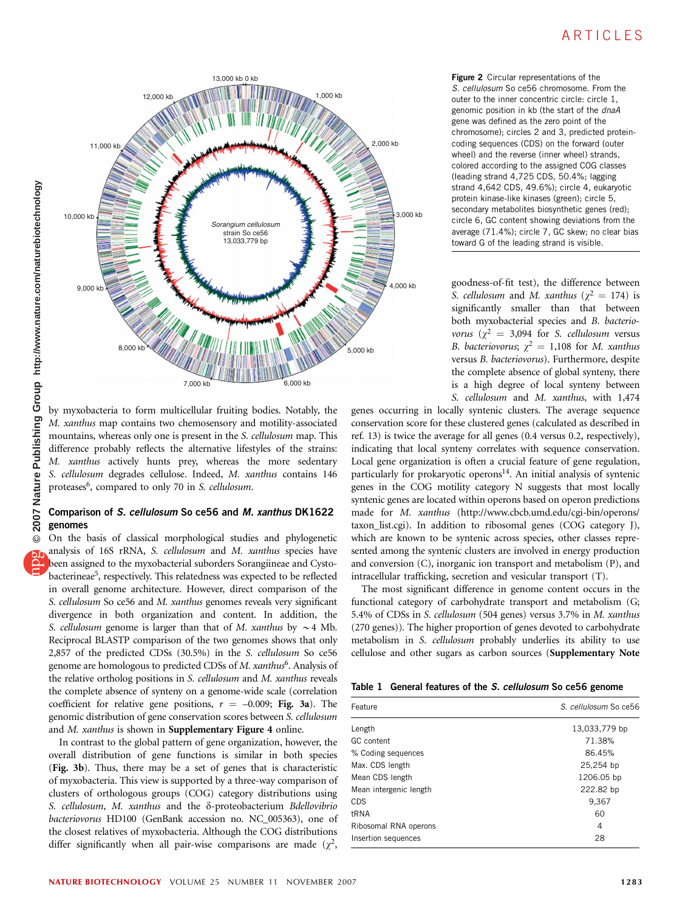**Figure 2** Circular representations of the *S. cellulosum* So ce56 chromosome. From the outer to the inner concentric circle: circle 1, genomic position in kb (the start of the *dnaA* gene was defined as the zero point of the chromosome); circles 2 and 3, predicted protein-coding sequences (CDS) on the forward (outer wheel) and the reverse (inner wheel) strands, colored according to the assigned COG classes (leading strand 4,725 CDS, 50.4%; lagging strand 4,642 CDS, 49.6%); circle 4, eukaryotic protein kinase-like kinases (green); circle 5, secondary metabolites biosynthetic genes (red); circle 6, GC content showing deviations from the average (71.4%); circle 7, GC skew; no clear bias toward G of the leading strand is visible.

by myxobacteria to form multicellular fruiting bodies. Notably, the *M. xanthus* map contains two chemosensory and motility-associated mountains, whereas only one is present in the *S. cellulosum* map. This difference probably reflects the alternative lifestyles of the strains: *M. xanthus* actively hunts prey, whereas the more sedentary *S. cellulosum* degrades cellulose. Indeed, *M. xanthus* contains 146 proteases[6], compared to only 70 in *S. cellulosum*.

## Comparison of *S. cellulosum* So ce56 and *M. xanthus* DK1622 genomes

On the basis of classical morphological studies and phylogenetic analysis of 16S rRNA, *S. cellulosum* and *M. xanthus* species have been assigned to the myxobacterial suborders Sorangiineae and Cystobacterineae[5], respectively. This relatedness was expected to be reflected in overall genome architecture. However, direct comparison of the *S. cellulosum* So ce56 and *M. xanthus* genomes reveals very significant divergence in both organization and content. In addition, the *S. cellulosum* genome is larger than that of *M. xanthus* by ~4 Mb. Reciprocal BLASTP comparison of the two genomes shows that only 2,857 of the predicted CDSs (30.5%) in the *S. cellulosum* So ce56 genome are homologous to predicted CDSs of *M. xanthus*[6]. Analysis of the relative ortholog positions in *S. cellulosum* and *M. xanthus* reveals the complete absence of synteny on a genome-wide scale (correlation coefficient for relative gene positions, $r = -0.009$; **Fig. 3a**). The genomic distribution of gene conservation scores between *S. cellulosum* and *M. xanthus* is shown in **Supplementary Figure 4** online.

In contrast to the global pattern of gene organization, however, the overall distribution of gene functions is similar in both species (**Fig. 3b**). Thus, there may be a set of genes that is characteristic of myxobacteria. This view is supported by a three-way comparison of clusters of orthologous groups (COG) category distributions using *S. cellulosum*, *M. xanthus* and the δ-proteobacterium *Bdellovibrio bacteriovorus* HD100 (GenBank accession no. NC_005363), one of the closest relatives of myxobacteria. Although the COG distributions differ significantly when all pair-wise comparisons are made ($\chi^2$, goodness-of-fit test), the difference between *S. cellulosum* and *M. xanthus* ($\chi^2 = 174$) is significantly smaller than that between both myxobacterial species and *B. bacteriovorus* ($\chi^2 = 3{,}094$ for *S. cellulosum* versus *B. bacteriovorus*; $\chi^2 = 1{,}108$ for *M. xanthus* versus *B. bacteriovorus*). Furthermore, despite the complete absence of global synteny, there is a high degree of local synteny between *S. cellulosum* and *M. xanthus*, with 1,474 genes occurring in locally syntenic clusters. The average sequence conservation score for these clustered genes (calculated as described in ref. 13) is twice the average for all genes (0.4 versus 0.2, respectively), indicating that local synteny correlates with sequence conservation. Local gene organization is often a crucial feature of gene regulation, particularly for prokaryotic operons[14]. An initial analysis of syntenic genes in the COG motility category N suggests that most locally syntenic genes are located within operons based on operon predictions made for *M. xanthus* (http://www.cbcb.umd.edu/cgi-bin/operons/taxon_list.cgi). In addition to ribosomal genes (COG category J), which are known to be syntenic across species, other classes represented among the syntenic clusters are involved in energy production and conversion (C), inorganic ion transport and metabolism (P), and intracellular trafficking, secretion and vesicular transport (T).

The most significant difference in genome content occurs in the functional category of carbohydrate transport and metabolism (G; 5.4% of CDSs in *S. cellulosum* (504 genes) versus 3.7% in *M. xanthus* (270 genes)). The higher proportion of genes devoted to carbohydrate metabolism in *S. cellulosum* probably underlies its ability to use cellulose and other sugars as carbon sources (**Supplementary Note**

**Table 1** General features of the *S. cellulosum* So ce56 genome

| Feature | *S. cellulosum* So ce56 |
|---|---|
| Length | 13,033,779 bp |
| GC content | 71.38% |
| % Coding sequences | 86.45% |
| Max. CDS length | 25,254 bp |
| Mean CDS length | 1206.05 bp |
| Mean intergenic length | 222.82 bp |
| CDS | 9,367 |
| tRNA | 60 |
| Ribosomal RNA operons | 4 |
| Insertion sequences | 28 |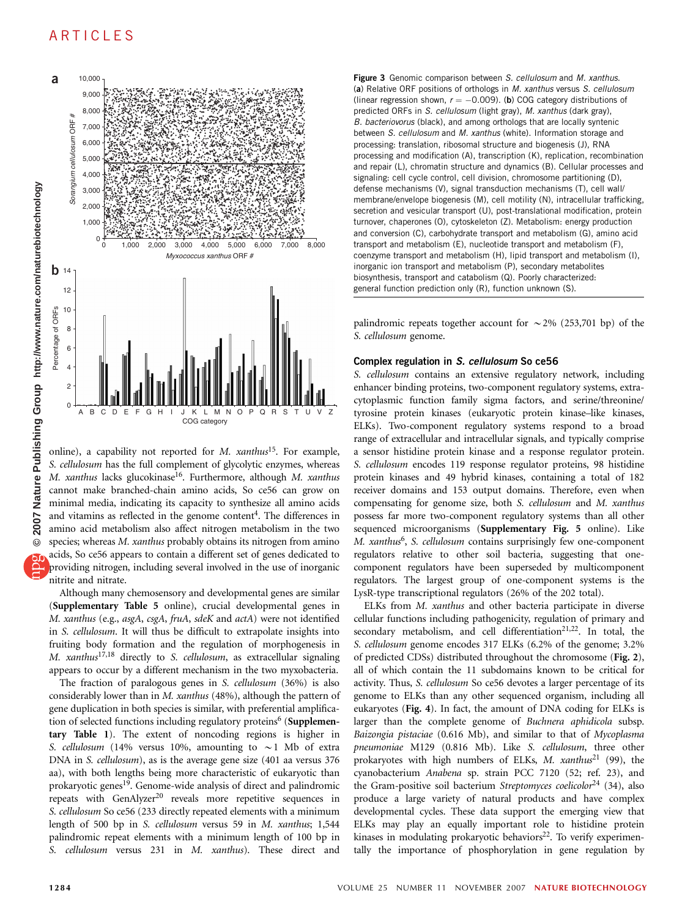Figure 3 Genomic comparison between *S. cellulosum* and *M. xanthus*. (**a**) Relative ORF positions of orthologs in *M. xanthus* versus *S. cellulosum* (linear regression shown, $r = -0.009$). (**b**) COG category distributions of predicted ORFs in *S. cellulosum* (light gray), *M. xanthus* (dark gray), *B. bacteriovorus* (black), and among orthologs that are locally syntenic between *S. cellulosum* and *M. xanthus* (white). Information storage and processing: translation, ribosomal structure and biogenesis (J), RNA processing and modification (A), transcription (K), replication, recombination and repair (L), chromatin structure and dynamics (B). Cellular processes and signaling: cell cycle control, cell division, chromosome partitioning (D), defense mechanisms (V), signal transduction mechanisms (T), cell wall/membrane/envelope biogenesis (M), cell motility (N), intracellular trafficking, secretion and vesicular transport (U), post-translational modification, protein turnover, chaperones (O), cytoskeleton (Z). Metabolism: energy production and conversion (C), carbohydrate transport and metabolism (G), amino acid transport and metabolism (E), nucleotide transport and metabolism (F), coenzyme transport and metabolism (H), lipid transport and metabolism (I), inorganic ion transport and metabolism (P), secondary metabolites biosynthesis, transport and catabolism (Q). Poorly characterized: general function prediction only (R), function unknown (S).

online), a capability not reported for *M. xanthus*[15]. For example, *S. cellulosum* has the full complement of glycolytic enzymes, whereas *M. xanthus* lacks glucokinase[16]. Furthermore, although *M. xanthus* cannot make branched-chain amino acids, So ce56 can grow on minimal media, indicating its capacity to synthesize all amino acids and vitamins as reflected in the genome content[4]. The differences in amino acid metabolism also affect nitrogen metabolism in the two species; whereas *M. xanthus* probably obtains its nitrogen from amino acids, So ce56 appears to contain a different set of genes dedicated to providing nitrogen, including several involved in the use of inorganic nitrite and nitrate.

Although many chemosensory and developmental genes are similar (**Supplementary Table 5** online), crucial developmental genes in *M. xanthus* (e.g., *asgA*, *csgA*, *fruA*, *sdeK* and *actA*) were not identified in *S. cellulosum*. It will thus be difficult to extrapolate insights into fruiting body formation and the regulation of morphogenesis in *M. xanthus*[17,18] directly to *S. cellulosum*, as extracellular signaling appears to occur by a different mechanism in the two myxobacteria.

The fraction of paralogous genes in *S. cellulosum* (36%) is also considerably lower than in *M. xanthus* (48%), although the pattern of gene duplication in both species is similar, with preferential amplification of selected functions including regulatory proteins[6] (**Supplementary Table 1**). The extent of noncoding regions is higher in *S. cellulosum* (14% versus 10%, amounting to ~1 Mb of extra DNA in *S. cellulosum*), as is the average gene size (401 aa versus 376 aa), with both lengths being more characteristic of eukaryotic than prokaryotic genes[19]. Genome-wide analysis of direct and palindromic repeats with GenAlyzer[20] reveals more repetitive sequences in *S. cellulosum* So ce56 (233 directly repeated elements with a minimum length of 500 bp in *S. cellulosum* versus 59 in *M. xanthus*; 1,544 palindromic repeat elements with a minimum length of 100 bp in *S. cellulosum* versus 231 in *M. xanthus*). These direct and palindromic repeats together account for ~2% (253,701 bp) of the *S. cellulosum* genome.

## Complex regulation in *S. cellulosum* So ce56

*S. cellulosum* contains an extensive regulatory network, including enhancer binding proteins, two-component regulatory systems, extracytoplasmic function family sigma factors, and serine/threonine/tyrosine protein kinases (eukaryotic protein kinase–like kinases, ELKs). Two-component regulatory systems respond to a broad range of extracellular and intracellular signals, and typically comprise a sensor histidine protein kinase and a response regulator protein. *S. cellulosum* encodes 119 response regulator proteins, 98 histidine protein kinases and 49 hybrid kinases, containing a total of 182 receiver domains and 153 output domains. Therefore, even when compensating for genome size, both *S. cellulosum* and *M. xanthus* possess far more two-component regulatory systems than all other sequenced microorganisms (**Supplementary Fig. 5** online). Like *M. xanthus*[6], *S. cellulosum* contains surprisingly few one-component regulators relative to other soil bacteria, suggesting that one-component regulators have been superseded by multicomponent regulators. The largest group of one-component systems is the LysR-type transcriptional regulators (26% of the 202 total).

ELKs from *M. xanthus* and other bacteria participate in diverse cellular functions including pathogenicity, regulation of primary and secondary metabolism, and cell differentiation[21,22]. In total, the *S. cellulosum* genome encodes 317 ELKs (6.2% of the genome; 3.2% of predicted CDSs) distributed throughout the chromosome (**Fig. 2**), all of which contain the 11 subdomains known to be critical for activity. Thus, *S. cellulosum* So ce56 devotes a larger percentage of its genome to ELKs than any other sequenced organism, including all eukaryotes (**Fig. 4**). In fact, the amount of DNA coding for ELKs is larger than the complete genome of *Buchnera aphidicola* subsp. *Baizongia pistaciae* (0.616 Mb), and similar to that of *Mycoplasma pneumoniae* M129 (0.816 Mb). Like *S. cellulosum*, three other prokaryotes with high numbers of ELKs, *M. xanthus*[21] (99), the cyanobacterium *Anabena* sp. strain PCC 7120 (52; ref. 23), and the Gram-positive soil bacterium *Streptomyces coelicolor*[24] (34), also produce a large variety of natural products and have complex developmental cycles. These data support the emerging view that ELKs may play an equally important role to histidine protein kinases in modulating prokaryotic behaviors[22]. To verify experimentally the importance of phosphorylation in gene regulation by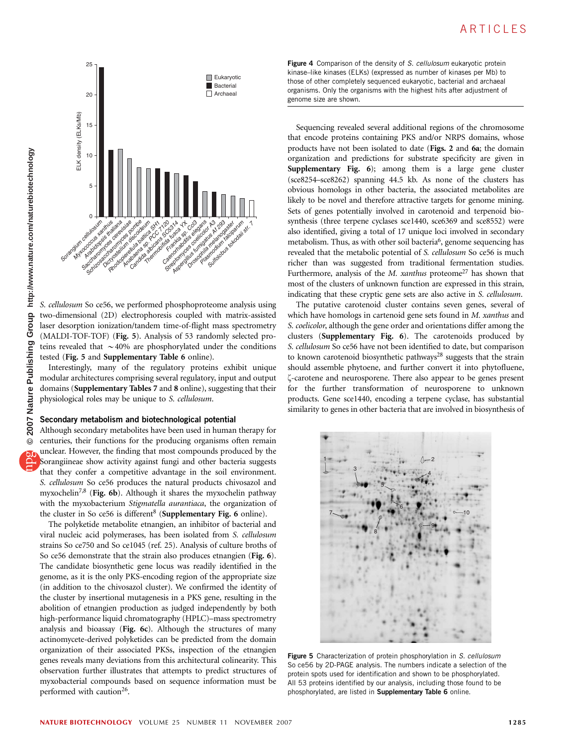Figure 4 Comparison of the density of *S. cellulosum* eukaryotic protein kinase–like kinases (ELKs) (expressed as number of kinases per Mb) to those of other completely sequenced eukaryotic, bacterial and archaeal organisms. Only the organisms with the highest hits after adjustment of genome size are shown.

*S. cellulosum* So ce56, we performed phosphoproteome analysis using two-dimensional (2D) electrophoresis coupled with matrix-assisted laser desorption ionization/tandem time-of-flight mass spectrometry (MALDI-TOF-TOF) (**Fig. 5**). Analysis of 53 randomly selected proteins revealed that ~40% are phosphorylated under the conditions tested (**Fig. 5** and **Supplementary Table 6** online).

Interestingly, many of the regulatory proteins exhibit unique modular architectures comprising several regulatory, input and output domains (**Supplementary Tables 7** and **8** online), suggesting that their physiological roles may be unique to *S. cellulosum*.

## Secondary metabolism and biotechnological potential

Although secondary metabolites have been used in human therapy for centuries, their functions for the producing organisms often remain unclear. However, the finding that most compounds produced by the Sorangiineae show activity against fungi and other bacteria suggests that they confer a competitive advantage in the soil environment. *S. cellulosum* So ce56 produces the natural products chivosazol and myxochelin[7,8] (**Fig. 6b**). Although it shares the myxochelin pathway with the myxobacterium *Stigmatella aurantiaca*, the organization of the cluster in So ce56 is different[8] (**Supplementary Fig. 6** online).

The polyketide metabolite etnangien, an inhibitor of bacterial and viral nucleic acid polymerases, has been isolated from *S. cellulosum* strains So ce750 and So ce1045 (ref. 25). Analysis of culture broths of So ce56 demonstrate that the strain also produces etnangien (**Fig. 6**). The candidate biosynthetic gene locus was readily identified in the genome, as it is the only PKS-encoding region of the appropriate size (in addition to the chivosazol cluster). We confirmed the identity of the cluster by insertional mutagenesis in a PKS gene, resulting in the abolition of etnangien production as judged independently by both high-performance liquid chromatography (HPLC)–mass spectrometry analysis and bioassay (**Fig. 6c**). Although the structures of many actinomycete-derived polyketides can be predicted from the domain organization of their associated PKSs, inspection of the etnangien genes reveals many deviations from this architectural colinearity. This observation further illustrates that attempts to predict structures of myxobacterial compounds based on sequence information must be performed with caution[26].

Sequencing revealed several additional regions of the chromosome that encode proteins containing PKS and/or NRPS domains, whose products have not been isolated to date (**Figs. 2** and **6a**; the domain organization and predictions for substrate specificity are given in **Supplementary Fig. 6**); among them is a large gene cluster (sce8254–sce8262) spanning 44.5 kb. As none of the clusters has obvious homologs in other bacteria, the associated metabolites are likely to be novel and therefore attractive targets for genome mining. Sets of genes potentially involved in carotenoid and terpenoid biosynthesis (three terpene cyclases sce1440, sce6369 and sce8552) were also identified, giving a total of 17 unique loci involved in secondary metabolism. Thus, as with other soil bacteria[6], genome sequencing has revealed that the metabolic potential of *S. cellulosum* So ce56 is much richer than was suggested from traditional fermentation studies. Furthermore, analysis of the *M. xanthus* proteome[27] has shown that most of the clusters of unknown function are expressed in this strain, indicating that these cryptic gene sets are also active in *S. cellulosum*.

The putative carotenoid cluster contains seven genes, several of which have homologs in cartenoid gene sets found in *M. xanthus* and *S. coelicolor*, although the gene order and orientations differ among the clusters (**Supplementary Fig. 6**). The carotenoids produced by *S. cellulosum* So ce56 have not been identified to date, but comparison to known carotenoid biosynthetic pathways[28] suggests that the strain should assemble phytoene, and further convert it into phytofluene, ζ-carotene and neurosporene. There also appear to be genes present for the further transformation of neurosporene to unknown products. Gene sce1440, encoding a terpene cyclase, has substantial similarity to genes in other bacteria that are involved in biosynthesis of

Figure 5 Characterization of protein phosphorylation in *S. cellulosum* So ce56 by 2D-PAGE analysis. The numbers indicate a selection of the protein spots used for identification and shown to be phosphorylated. All 53 proteins identified by our analysis, including those found to be phosphorylated, are listed in **Supplementary Table 6** online.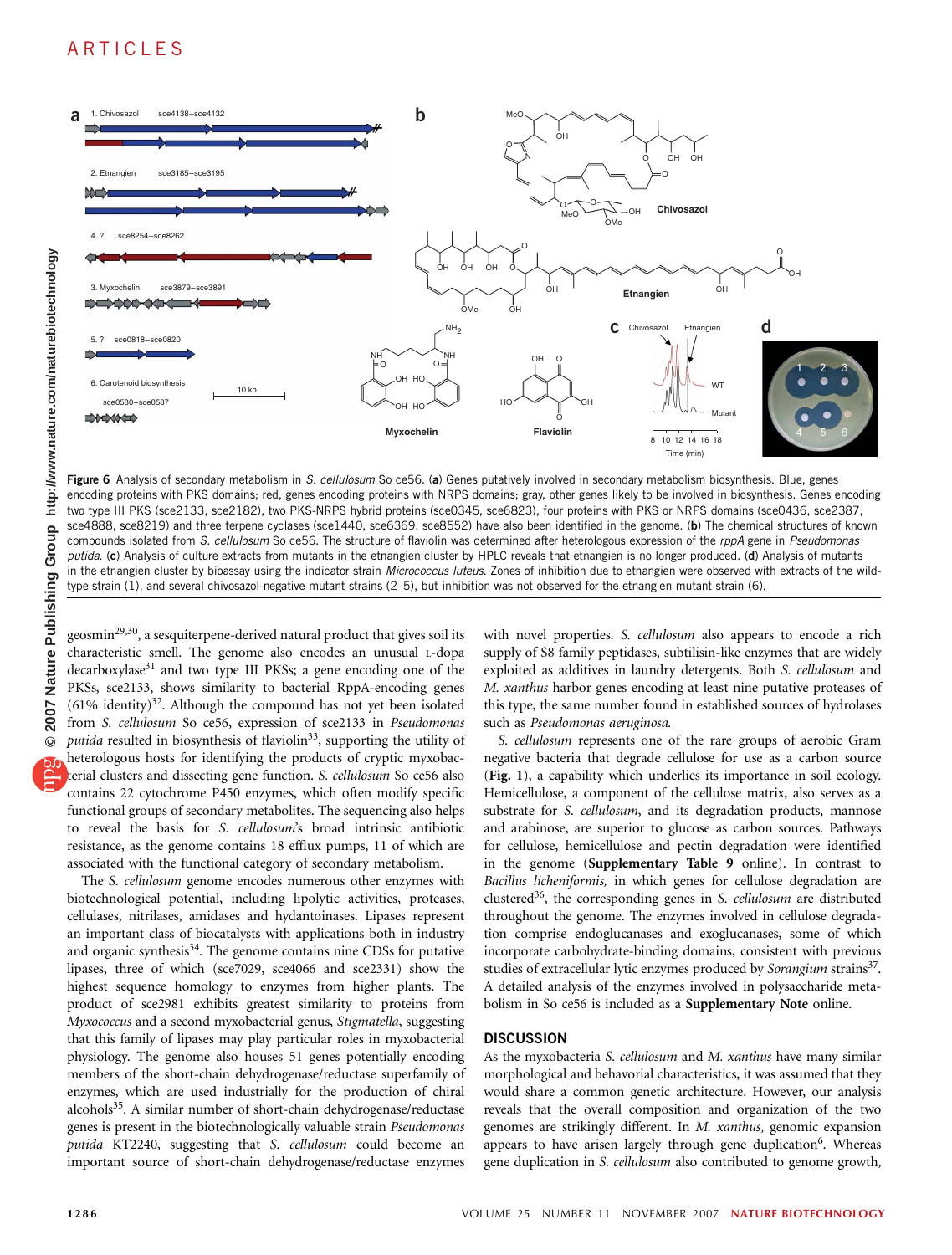**Figure 6** Analysis of secondary metabolism in *S. cellulosum* So ce56. (**a**) Genes putatively involved in secondary metabolism biosynthesis. Blue, genes encoding proteins with PKS domains; red, genes encoding proteins with NRPS domains; gray, other genes likely to be involved in biosynthesis. Genes encoding two type III PKS (sce2133, sce2182), two PKS-NRPS hybrid proteins (sce0345, sce6823), four proteins with PKS or NRPS domains (sce0436, sce2387, sce4888, sce8219) and three terpene cyclases (sce1440, sce6369, sce8552) have also been identified in the genome. (**b**) The chemical structures of known compounds isolated from *S. cellulosum* So ce56. The structure of flaviolin was determined after heterologous expression of the *rppA* gene in *Pseudomonas putida*. (**c**) Analysis of culture extracts from mutants in the etnangien cluster by HPLC reveals that etnangien is no longer produced. (**d**) Analysis of mutants in the etnangien cluster by bioassay using the indicator strain *Micrococcus luteus*. Zones of inhibition due to etnangien were observed with extracts of the wild-type strain (1), and several chivosazol-negative mutant strains (2–5), but inhibition was not observed for the etnangien mutant strain (6).

geosmin[29,30], a sesquiterpene-derived natural product that gives soil its characteristic smell. The genome also encodes an unusual L-dopa decarboxylase[31] and two type III PKSs; a gene encoding one of the PKSs, sce2133, shows similarity to bacterial RppA-encoding genes (61% identity)[32]. Although the compound has not yet been isolated from *S. cellulosum* So ce56, expression of sce2133 in *Pseudomonas putida* resulted in biosynthesis of flaviolin[33], supporting the utility of heterologous hosts for identifying the products of cryptic myxobacterial clusters and dissecting gene function. *S. cellulosum* So ce56 also contains 22 cytochrome P450 enzymes, which often modify specific functional groups of secondary metabolites. The sequencing also helps to reveal the basis for *S. cellulosum*'s broad intrinsic antibiotic resistance, as the genome contains 18 efflux pumps, 11 of which are associated with the functional category of secondary metabolism.

The *S. cellulosum* genome encodes numerous other enzymes with biotechnological potential, including lipolytic activities, proteases, cellulases, nitrilases, amidases and hydantoinases. Lipases represent an important class of biocatalysts with applications both in industry and organic synthesis[34]. The genome contains nine CDSs for putative lipases, three of which (sce7029, sce4066 and sce2331) show the highest sequence homology to enzymes from higher plants. The product of sce2981 exhibits greatest similarity to proteins from *Myxococcus* and a second myxobacterial genus, *Stigmatella*, suggesting that this family of lipases may play particular roles in myxobacterial physiology. The genome also houses 51 genes potentially encoding members of the short-chain dehydrogenase/reductase superfamily of enzymes, which are used industrially for the production of chiral alcohols[35]. A similar number of short-chain dehydrogenase/reductase genes is present in the biotechnologically valuable strain *Pseudomonas putida* KT2240, suggesting that *S. cellulosum* could become an important source of short-chain dehydrogenase/reductase enzymes with novel properties. *S. cellulosum* also appears to encode a rich supply of S8 family peptidases, subtilisin-like enzymes that are widely exploited as additives in laundry detergents. Both *S. cellulosum* and *M. xanthus* harbor genes encoding at least nine putative proteases of this type, the same number found in established sources of hydrolases such as *Pseudomonas aeruginosa*.

*S. cellulosum* represents one of the rare groups of aerobic Gram negative bacteria that degrade cellulose for use as a carbon source (**Fig. 1**), a capability which underlies its importance in soil ecology. Hemicellulose, a component of the cellulose matrix, also serves as a substrate for *S. cellulosum*, and its degradation products, mannose and arabinose, are superior to glucose as carbon sources. Pathways for cellulose, hemicellulose and pectin degradation were identified in the genome (**Supplementary Table 9** online). In contrast to *Bacillus licheniformis*, in which genes for cellulose degradation are clustered[36], the corresponding genes in *S. cellulosum* are distributed throughout the genome. The enzymes involved in cellulose degradation comprise endoglucanases and exoglucanases, some of which incorporate carbohydrate-binding domains, consistent with previous studies of extracellular lytic enzymes produced by *Sorangium* strains[37]. A detailed analysis of the enzymes involved in polysaccharide metabolism in So ce56 is included as a **Supplementary Note** online.

## DISCUSSION

As the myxobacteria *S. cellulosum* and *M. xanthus* have many similar morphological and behavioral characteristics, it was assumed that they would share a common genetic architecture. However, our analysis reveals that the overall composition and organization of the two genomes are strikingly different. In *M. xanthus*, genomic expansion appears to have arisen largely through gene duplication[6]. Whereas gene duplication in *S. cellulosum* also contributed to genome growth,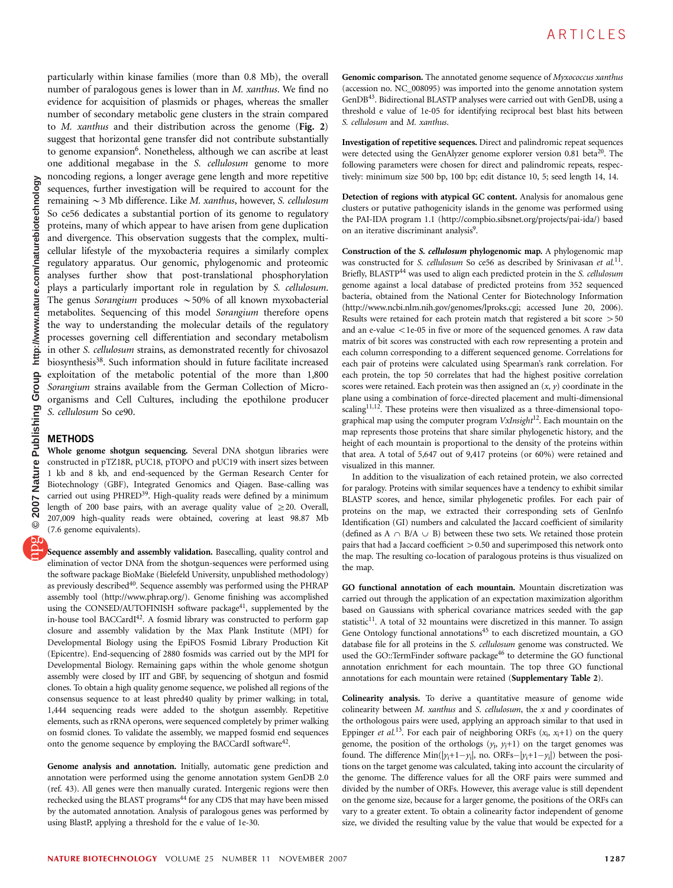particularly within kinase families (more than 0.8 Mb), the overall number of paralogous genes is lower than in *M. xanthus*. We find no evidence for acquisition of plasmids or phages, whereas the smaller number of secondary metabolic gene clusters in the strain compared to *M. xanthus* and their distribution across the genome (**Fig. 2**) suggest that horizontal gene transfer did not contribute substantially to genome expansion[6]. Nonetheless, although we can ascribe at least one additional megabase in the *S. cellulosum* genome to more noncoding regions, a longer average gene length and more repetitive sequences, further investigation will be required to account for the remaining ~3 Mb difference. Like *M. xanthus*, however, *S. cellulosum* So ce56 dedicates a substantial portion of its genome to regulatory proteins, many of which appear to have arisen from gene duplication and divergence. This observation suggests that the complex, multicellular lifestyle of the myxobacteria requires a similarly complex regulatory apparatus. Our genomic, phylogenomic and proteomic analyses further show that post-translational phosphorylation plays a particularly important role in regulation by *S. cellulosum*. The genus *Sorangium* produces ~50% of all known myxobacterial metabolites. Sequencing of this model *Sorangium* therefore opens the way to understanding the molecular details of the regulatory processes governing cell differentiation and secondary metabolism in other *S. cellulosum* strains, as demonstrated recently for chivosazol biosynthesis[38]. Such information should in future facilitate increased exploitation of the metabolic potential of the more than 1,800 *Sorangium* strains available from the German Collection of Microorganisms and Cell Cultures, including the epothilone producer *S. cellulosum* So ce90.

## METHODS

**Whole genome shotgun sequencing.** Several DNA shotgun libraries were constructed in pTZ18R, pUC18, pTOPO and pUC19 with insert sizes between 1 kb and 8 kb, and end-sequenced by the German Research Center for Biotechnology (GBF), Integrated Genomics and Qiagen. Base-calling was carried out using PHRED[39]. High-quality reads were defined by a minimum length of 200 base pairs, with an average quality value of ≥20. Overall, 207,009 high-quality reads were obtained, covering at least 98.87 Mb (7.6 genome equivalents).

**Sequence assembly and assembly validation.** Basecalling, quality control and elimination of vector DNA from the shotgun-sequences were performed using the software package BioMake (Bielefeld University, unpublished methodology) as previously described[40]. Sequence assembly was performed using the PHRAP assembly tool (http://www.phrap.org/). Genome finishing was accomplished using the CONSED/AUTOFINISH software package[41], supplemented by the in-house tool BACCardI[42]. A fosmid library was constructed to perform gap closure and assembly validation by the Max Plank Institute (MPI) for Developmental Biology using the EpiFOS Fosmid Library Production Kit (Epicentre). End-sequencing of 2880 fosmids was carried out by the MPI for Developmental Biology. Remaining gaps within the whole genome shotgun assembly were closed by IIT and GBF, by sequencing of shotgun and fosmid clones. To obtain a high quality genome sequence, we polished all regions of the consensus sequence to at least phred40 quality by primer walking; in total, 1,444 sequencing reads were added to the shotgun assembly. Repetitive elements, such as rRNA operons, were sequenced completely by primer walking on fosmid clones. To validate the assembly, we mapped fosmid end sequences onto the genome sequence by employing the BACCardI software[42].

**Genome analysis and annotation.** Initially, automatic gene prediction and annotation were performed using the genome annotation system GenDB 2.0 (ref. 43). All genes were then manually curated. Intergenic regions were then rechecked using the BLAST programs[44] for any CDS that may have been missed by the automated annotation. Analysis of paralogous genes was performed by using BlastP, applying a threshold for the e value of 1e-30.

**Genomic comparison.** The annotated genome sequence of *Myxococcus xanthus* (accession no. NC_008095) was imported into the genome annotation system GenDB[43]. Bidirectional BLASTP analyses were carried out with GenDB, using a threshold e value of 1e-05 for identifying reciprocal best blast hits between *S. cellulosum* and *M. xanthus*.

**Investigation of repetitive sequences.** Direct and palindromic repeat sequences were detected using the GenAlyzer genome explorer version 0.81 beta[20]. The following parameters were chosen for direct and palindromic repeats, respectively: minimum size 500 bp, 100 bp; edit distance 10, 5; seed length 14, 14.

**Detection of regions with atypical GC content.** Analysis for anomalous gene clusters or putative pathogenicity islands in the genome was performed using the PAI-IDA program 1.1 (http://compbio.sibsnet.org/projects/pai-ida/) based on an iterative discriminant analysis[9].

**Construction of the *S. cellulosum* phylogenomic map.** A phylogenomic map was constructed for *S. cellulosum* So ce56 as described by Srinivasan *et al.*[11]. Briefly, BLASTP[44] was used to align each predicted protein in the *S. cellulosum* genome against a local database of predicted proteins from 352 sequenced bacteria, obtained from the National Center for Biotechnology Information (http://www.ncbi.nlm.nih.gov/genomes/lproks.cgi; accessed June 20, 2006). Results were retained for each protein match that registered a bit score >50 and an e-value <1e-05 in five or more of the sequenced genomes. A raw data matrix of bit scores was constructed with each row representing a protein and each column corresponding to a different sequenced genome. Correlations for each pair of proteins were calculated using Spearman's rank correlation. For each protein, the top 50 correlates that had the highest positive correlation scores were retained. Each protein was then assigned an $(x, y)$ coordinate in the plane using a combination of force-directed placement and multi-dimensional scaling[11,12]. These proteins were then visualized as a three-dimensional topographical map using the computer program *VxInsight*[12]. Each mountain on the map represents those proteins that share similar phylogenetic history, and the height of each mountain is proportional to the density of the proteins within that area. A total of 5,647 out of 9,417 proteins (or 60%) were retained and visualized in this manner.

In addition to the visualization of each retained protein, we also corrected for paralogy. Proteins with similar sequences have a tendency to exhibit similar BLASTP scores, and hence, similar phylogenetic profiles. For each pair of proteins on the map, we extracted their corresponding sets of GenInfo Identification (GI) numbers and calculated the Jaccard coefficient of similarity (defined as $A \cap B/A \cup B$) between these two sets. We retained those protein pairs that had a Jaccard coefficient >0.50 and superimposed this network onto the map. The resulting co-location of paralogous proteins is thus visualized on the map.

**GO functional annotation of each mountain.** Mountain discretization was carried out through the application of an expectation maximization algorithm based on Gaussians with spherical covariance matrices seeded with the gap statistic[11]. A total of 32 mountains were discretized in this manner. To assign Gene Ontology functional annotations[45] to each discretized mountain, a GO database file for all proteins in the *S. cellulosum* genome was constructed. We used the GO::TermFinder software package[46] to determine the GO functional annotation enrichment for each mountain. The top three GO functional annotations for each mountain were retained (**Supplementary Table 2**).

**Colinearity analysis.** To derive a quantitative measure of genome wide colinearity between *M. xanthus* and *S. cellulosum*, the $x$ and $y$ coordinates of the orthologous pairs were used, applying an approach similar to that used in Eppinger *et al.*[13]. For each pair of neighboring ORFs $(x_i, x_i{+}1)$ on the query genome, the position of the orthologs $(y_j, y_j{+}1)$ on the target genomes was found. The difference $\text{Min}(|y_i{+}1-y_i|, \text{no. ORFs}-|y_i{+}1-y_i|)$ between the positions on the target genome was calculated, taking into account the circularity of the genome. The difference values for all the ORF pairs were summed and divided by the number of ORFs. However, this average value is still dependent on the genome size, because for a larger genome, the positions of the ORFs can vary to a greater extent. To obtain a colinearity factor independent of genome size, we divided the resulting value by the value that would be expected for a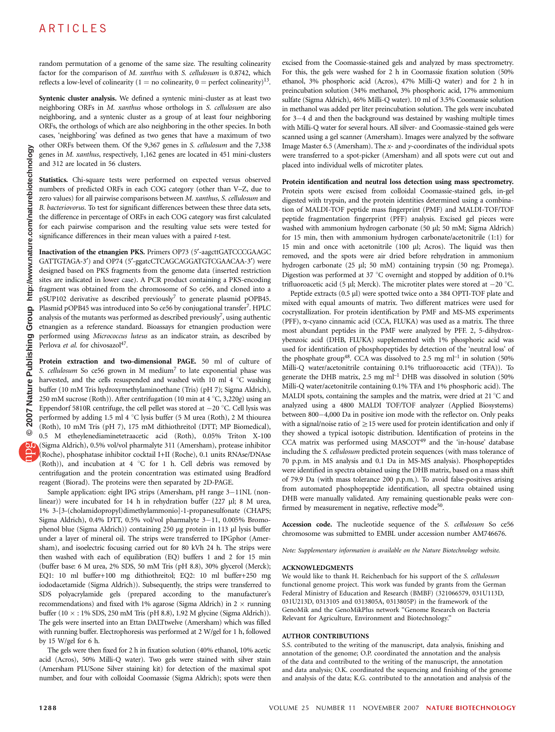random permutation of a genome of the same size. The resulting colinearity factor for the comparison of *M. xanthus* with *S. cellulosum* is 0.8742, which reflects a low-level of colinearity (1 = no colinearity, 0 = perfect colinearity)[13].

**Syntenic cluster analysis.** We defined a syntenic mini-cluster as at least two neighboring ORFs in *M. xanthus* whose orthologs in *S. cellulosum* are also neighboring, and a syntenic cluster as a group of at least four neighboring ORFs, the orthologs of which are also neighboring in the other species. In both cases, 'neighboring' was defined as two genes that have a maximum of two other ORFs between them. Of the 9,367 genes in *S. cellulosum* and the 7,338 genes in *M. xanthus*, respectively, 1,162 genes are located in 451 mini-clusters and 312 are located in 56 clusters.

**Statistics.** Chi-square tests were performed on expected versus observed numbers of predicted ORFs in each COG category (other than V–Z, due to zero values) for all pairwise comparisons between *M. xanthus*, *S. cellulosum* and *B. bacteriovorus*. To test for significant differences between these three data sets, the difference in percentage of ORFs in each COG category was first calculated for each pairwise comparison and the resulting value sets were tested for significance differences in their mean values with a paired *t*-test.

**Inactivation of the etnangien PKS.** Primers OP73 (5′-aagcttGATCCCGAAGC GATTGTAGA-3′) and OP74 (5′-ggatcCTCAGCAGGATGTCGAACAA-3′) were designed based on PKS fragments from the genome data (inserted restriction sites are indicated in lower case). A PCR product containing a PKS-encoding fragment was obtained from the chromosome of So ce56, and cloned into a pSUP102 derivative as described previously[7] to generate plasmid pOPB45. Plasmid pOPB45 was introduced into So ce56 by conjugational transfer[7]. HPLC analysis of the mutants was performed as described previously[7], using authentic etnangien as a reference standard. Bioassays for etnangien production were performed using *Micrococcus luteus* as an indicator strain, as described by Perlova *et al.* for chivosazol[47].

**Protein extraction and two-dimensional PAGE.** 50 ml of culture of *S. cellulosum* So ce56 grown in M medium[7] to late exponential phase was harvested, and the cells resuspended and washed with 10 ml 4 °C washing buffer (10 mM Tris hydroxymethylaminoethane (Tris) (pH 7); Sigma Aldrich), 250 mM sucrose (Roth)). After centrifugation (10 min at 4 °C, 3,220*g*) using an Eppendorf 5810R centrifuge, the cell pellet was stored at −20 °C. Cell lysis was performed by adding 1.5 ml 4 °C lysis buffer (5 M urea (Roth), 2 M thiourea (Roth), 10 mM Tris (pH 7), 175 mM dithiothreitol (DTT; MP Biomedical), 0.5 M etheylenediaminetetraacetic acid (Roth), 0.05% Triton X-100 (Sigma Aldrich), 0.5% vol/vol pharmalyte 311 (Amersham), protease inhibitor (Roche), phosphatase inhibitor cocktail I+II (Roche), 0.1 units RNAse/DNAse (Roth)), and incubation at 4 °C for 1 h. Cell debris was removed by centrifugation and the protein concentration was estimated using Bradford reagent (Biorad). The proteins were then separated by 2D-PAGE.

Sample application: eight IPG strips (Amersham, pH range 3−11NL (non-linear)) were incubated for 14 h in rehydration buffer (227 µl; 8 M urea, 1% 3-[3-(cholamidopropyl)dimethylammonio]-1-propanesulfonate (CHAPS; Sigma Aldrich), 0.4% DTT, 0.5% vol/vol pharmalyte 3−11, 0.005% Bromophenol blue (Sigma Aldrich)) containing 250 µg protein in 113 µl lysis buffer under a layer of mineral oil. The strips were transferred to IPGphor (Amersham), and isoelectric focusing carried out for 80 kVh 24 h. The strips were then washed with each of equilibration (EQ) buffers 1 and 2 for 15 min (buffer base: 6 M urea, 2% SDS, 50 mM Tris (pH 8.8), 30% glycerol (Merck); EQ1: 10 ml buffer+100 mg dithiothreitol; EQ2: 10 ml buffer+250 mg iododacetamide (Sigma Aldrich)). Subsequently, the strips were transferred to SDS polyacrylamide gels (prepared according to the manufacturer's recommendations) and fixed with 1% agarose (Sigma Aldrich) in 2 × running buffer (10 × : 1% SDS, 250 mM Tris (pH 8.8), 1.92 M glycine (Sigma Aldrich)). The gels were inserted into an Ettan DALTtwelve (Amersham) which was filled with running buffer. Electrophoresis was performed at 2 W/gel for 1 h, followed by 15 W/gel for 6 h.

The gels were then fixed for 2 h in fixation solution (40% ethanol, 10% acetic acid (Acros), 50% Milli-Q water). Two gels were stained with silver stain (Amersham PLUSone Silver staining kit) for detection of the maximal spot number, and four with colloidal Coomassie (Sigma Aldrich); spots were then excised from the Coomassie-stained gels and analyzed by mass spectrometry. For this, the gels were washed for 2 h in Coomassie fixation solution (50% ethanol, 3% phosphoric acid (Acros), 47% Milli-Q water) and for 2 h in preincubation solution (34% methanol, 3% phosphoric acid, 17% ammonium sulfate (Sigma Aldrich), 46% Milli-Q water). 10 ml of 3.5% Coomassie solution in methanol was added per liter preincubation solution. The gels were incubated for 3−4 d and then the background was destained by washing multiple times with Milli-Q water for several hours. All silver- and Coomassie-stained gels were scanned using a gel scanner (Amersham). Images were analyzed by the software Image Master 6.5 (Amersham). The *x*- and *y*-coordinates of the individual spots were transferred to a spot-picker (Amersham) and all spots were cut out and placed into individual wells of microtiter plates.

**Protein identification and neutral loss detection using mass spectrometry.** Protein spots were excised from colloidal Coomassie-stained gels, in-gel digested with trypsin, and the protein identities determined using a combination of MALDI-TOF peptide mass fingerprint (PMF) and MALDI-TOF/TOF peptide fragmentation fingerprint (PFF) analysis. Excised gel pieces were washed with ammonium hydrogen carbonate (50 µl; 50 mM; Sigma Aldrich) for 15 min, then with ammonium hydrogen carbonate/acetonitrile (1:1) for 15 min and once with acetonitrile (100 µl; Acros). The liquid was then removed, and the spots were air dried before rehydration in ammonium hydrogen carbonate (25 µl; 50 mM) containing trypsin (50 ng; Promega). Digestion was performed at 37 °C overnight and stopped by addition of 0.1% trifluoroacetic acid (5 µl; Merck). The microtiter plates were stored at −20 °C.

Peptide extracts (0.5 µl) were spotted twice onto a 384 OPTI-TOF plate and mixed with equal amounts of matrix. Two different matrices were used for cocrystallization. For protein identification by PMF and MS-MS experiments (PFF), α-cyano cinnamic acid (CCA, FLUKA) was used as a matrix. The three most abundant peptides in the PMF were analyzed by PFF. 2, 5-dihydroxybenzoic acid (DHB, FLUKA) supplemented with 1% phosphoric acid was used for identification of phosphopeptides by detection of the 'neutral loss' of the phosphate group[48]. CCA was dissolved to 2.5 mg ml$^{-1}$ in solution (50% Milli-Q water/acetonitrile containing 0.1% trifluoroacetic acid (TFA)). To generate the DHB matrix, 2.5 mg ml$^{-1}$ DHB was dissolved in solution (50% Milli-Q water/acetonitrile containing 0.1% TFA and 1% phosphoric acid). The MALDI spots, containing the samples and the matrix, were dried at 21 °C and analyzed using a 4800 MALDI TOF/TOF analyzer (Applied Biosystems) between 800−4,000 Da in positive ion mode with the reflector on. Only peaks with a signal/noise ratio of ≥15 were used for protein identification and only if they showed a typical isotopic distribution. Identification of proteins in the CCA matrix was performed using MASCOT[49] and the 'in-house' database including the *S. cellulosum* predicted protein sequences (with mass tolerance of 70 p.p.m. in MS analysis and 0.1 Da in MS-MS analysis). Phosphopeptides were identified in spectra obtained using the DHB matrix, based on a mass shift of 79.9 Da (with mass tolerance 200 p.p.m.). To avoid false-positives arising from automated phosphopeptide identification, all spectra obtained using DHB were manually validated. Any remaining questionable peaks were confirmed by measurement in negative, reflective mode[50].

**Accession code.** The nucleotide sequence of the *S. cellulosum* So ce56 chromosome was submitted to EMBL under accession number AM746676.

*Note: Supplementary information is available on the Nature Biotechnology website.*

## ACKNOWLEDGMENTS

We would like to thank H. Reichenbach for his support of the *S. cellulosum* functional genome project. This work was funded by grants from the German Federal Ministry of Education and Research (BMBF) (321066579, 031U113D, 031U213D, 0313105 and 0313805A, 0313805P) in the framework of the GenoMik and the GenoMikPlus network "Genome Research on Bacteria Relevant for Agriculture, Environment and Biotechnology."

## AUTHOR CONTRIBUTIONS

S.S. contributed to the writing of the manuscript, data analysis, finishing and annotation of the genome; O.P. coordinated the annotation and the analysis of the data and contributed to the writing of the manuscript, the annotation and data analysis; O.K. coordinated the sequencing and finishing of the genome and analysis of the data; K.G. contributed to the annotation and analysis of the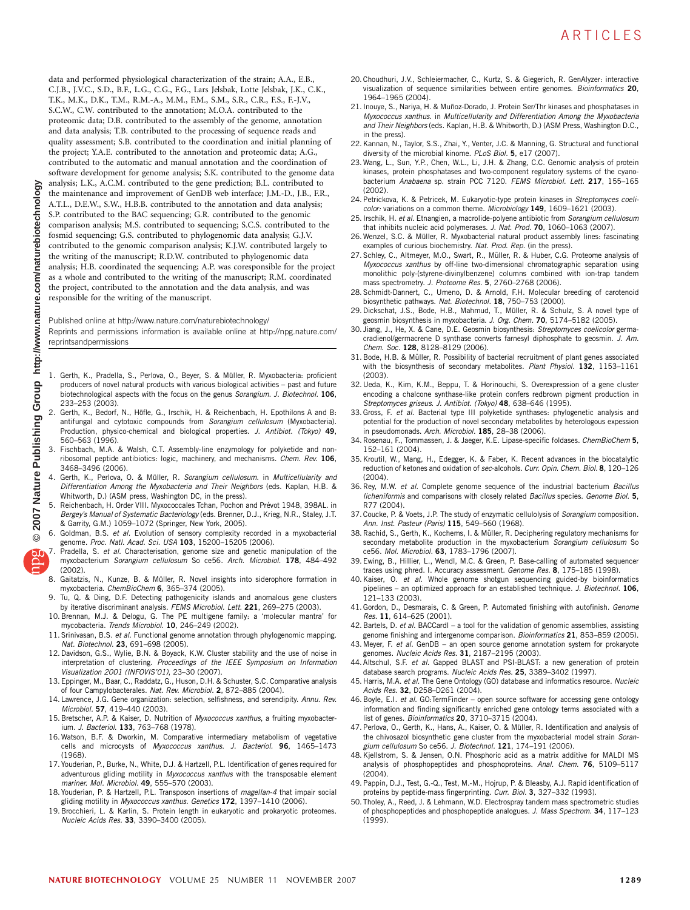data and performed physiological characterization of the strain; A.A., E.B., C.J.B., J.V.C., S.D., B.F., L.G., C.G., F.G., Lars Jelsbak, Lotte Jelsbak, J.K., C.K., T.K., M.K., D.K., T.M., R.M.-A., M.M., F.M., S.M., S.R., C.R., F.S., F.-J.V., S.C.W., C.W. contributed to the annotation; M.O.A. contributed to the proteomic data; D.B. contributed to the assembly of the genome, annotation and data analysis; T.B. contributed to the processing of sequence reads and quality assessment; S.B. contributed to the coordination and initial planning of the project; Y.A.E. contributed to the annotation and proteomic data; A.G., contributed to the automatic and manual annotation and the coordination of software development for genome analysis; S.K. contributed to the genome data analysis; L.K., A.C.M. contributed to the gene prediction; B.L. contributed to the maintenance and improvement of GenDB web interface; J.M.-D., J.B., F.R., A.T.L., D.E.W., S.W., H.B.B. contributed to the annotation and data analysis; S.P. contributed to the BAC sequencing; G.R. contributed to the genomic comparison analysis; M.S. contributed to sequencing; S.C.S. contributed to the fosmid sequencing; G.S. contributed to phylogenomic data analysis; G.J.V. contributed to the genomic comparison analysis; K.J.W. contributed largely to the writing of the manuscript; R.D.W. contributed to phylogenomic data analysis; H.B. coordinated the sequencing; A.P. was coresponsible for the project as a whole and contributed to the writing of the manuscript; R.M. coordinated the project, contributed to the annotation and the data analysis, and was responsible for the writing of the manuscript.

Published online at http://www.nature.com/naturebiotechnology/

Reprints and permissions information is available online at http://npg.nature.com/reprintsandpermissions

1. Gerth, K., Pradella, S., Perlova, O., Beyer, S. & Müller, R. Myxobacteria: proficient producers of novel natural products with various biological activities – past and future biotechnological aspects with the focus on the genus *Sorangium*. *J. Biotechnol.* **106**, 233–253 (2003).
2. Gerth, K., Bedorf, N., Höfle, G., Irschik, H. & Reichenbach, H. Epothilons A and B: antifungal and cytotoxic compounds from *Sorangium cellulosum* (Myxobacteria). Production, physico-chemical and biological properties. *J. Antibiot. (Tokyo)* **49**, 560–563 (1996).
3. Fischbach, M.A. & Walsh, C.T. Assembly-line enzymology for polyketide and nonribosomal peptide antibiotics: logic, machinery, and mechanisms. *Chem. Rev.* **106**, 3468–3496 (2006).
4. Gerth, K., Perlova, O. & Müller, R. *Sorangium cellulosum*. in *Multicellularity and Differentiation Among the Myxobacteria and Their Neighbors* (eds. Kaplan, H.B. & Whitworth, D.) (ASM press, Washington DC, in the press).
5. Reichenbach, H. Order VIII. Myxococcales Tchan, Pochon and Prévot 1948, 398AL. in *Bergey's Manual of Systematic Bacteriology* (eds. Brenner, D.J., Krieg, N.R., Staley, J.T. & Garrity, G.M.) 1059–1072 (Springer, New York, 2005).
6. Goldman, B.S. *et al.* Evolution of sensory complexity recorded in a myxobacterial genome. *Proc. Natl. Acad. Sci. USA* **103**, 15200–15205 (2006).
7. Pradella, S. *et al.* Characterisation, genome size and genetic manipulation of the myxobacterium *Sorangium cellulosum* So ce56. *Arch. Microbiol.* **178**, 484–492 (2002).
8. Gaitatzis, N., Kunze, B. & Müller, R. Novel insights into siderophore formation in myxobacteria. *ChemBioChem* **6**, 365–374 (2005).
9. Tu, Q. & Ding, D.F. Detecting pathogenicity islands and anomalous gene clusters by iterative discriminant analysis. *FEMS Microbiol. Lett.* **221**, 269–275 (2003).
10. Brennan, M.J. & Delogu, G. The PE multigene family: a 'molecular mantra' for mycobacteria. *Trends Microbiol.* **10**, 246–249 (2002).
11. Srinivasan, B.S. *et al.* Functional genome annotation through phylogenomic mapping. *Nat. Biotechnol.* **23**, 691–698 (2005).
12. Davidson, G.S., Wylie, B.N. & Boyack, K.W. Cluster stability and the use of noise in interpretation of clustering. *Proceedings of the IEEE Symposium on Information Visualization 2001 (INFOVIS'01)*, 23–30 (2007).
13. Eppinger, M., Baar, C., Raddatz, G., Huson, D.H. & Schuster, S.C. Comparative analysis of four Campylobacterales. *Nat. Rev. Microbiol.* **2**, 872–885 (2004).
14. Lawrence, J.G. Gene organization: selection, selfishness, and serendipity. *Annu. Rev. Microbiol.* **57**, 419–440 (2003).
15. Bretscher, A.P. & Kaiser, D. Nutrition of *Myxococcus xanthus*, a fruiting myxobacterium. *J. Bacteriol.* **133**, 763–768 (1978).
16. Watson, B.F. & Dworkin, M. Comparative intermediary metabolism of vegetative cells and microcysts of *Myxococcus xanthus*. *J. Bacteriol.* **96**, 1465–1473 (1968).
17. Youderian, P., Burke, N., White, D.J. & Hartzell, P.L. Identification of genes required for adventurous gliding motility in *Myxococcus xanthus* with the transposable element *mariner*. *Mol. Microbiol.* **49**, 555–570 (2003).
18. Youderian, P. & Hartzell, P.L. Transposon insertions of *magellan-4* that impair social gliding motility in *Myxococcus xanthus*. *Genetics* **172**, 1397–1410 (2006).
19. Brocchieri, L. & Karlin, S. Protein length in eukaryotic and prokaryotic proteomes. *Nucleic Acids Res.* **33**, 3390–3400 (2005).
20. Choudhuri, J.V., Schleiermacher, C., Kurtz, S. & Giegerich, R. GenAlyzer: interactive visualization of sequence similarities between entire genomes. *Bioinformatics* **20**, 1964–1965 (2004).
21. Inouye, S., Nariya, H. & Muñoz-Dorado, J. Protein Ser/Thr kinases and phosphatases in *Myxococcus xanthus*. in *Multicellularity and Differentiation Among the Myxobacteria and Their Neighbors* (eds. Kaplan, H.B. & Whitworth, D.) (ASM Press, Washington D.C., in the press).
22. Kannan, N., Taylor, S.S., Zhai, Y., Venter, J.C. & Manning, G. Structural and functional diversity of the microbial kinome. *PLoS Biol.* **5**, e17 (2007).
23. Wang, L., Sun, Y.P., Chen, W.L., Li, J.H. & Zhang, C.C. Genomic analysis of protein kinases, protein phosphatases and two-component regulatory systems of the cyanobacterium *Anabaena* sp. strain PCC 7120. *FEMS Microbiol. Lett.* **217**, 155–165 (2002).
24. Petrickova, K. & Petricek, M. Eukaryotic-type protein kinases in *Streptomyces coelicolor*: variations on a common theme. *Microbiology* **149**, 1609–1621 (2003).
25. Irschik, H. *et al.* Etnangien, a macrolide-polyene antibiotic from *Sorangium cellulosum* that inhibits nucleic acid polymerases. *J. Nat. Prod.* **70**, 1060–1063 (2007).
26. Wenzel, S.C. & Müller, R. Myxobacterial natural product assembly lines: fascinating examples of curious biochemistry. *Nat. Prod. Rep.* (in the press).
27. Schley, C., Altmeyer, M.O., Swart, R., Müller, R. & Huber, C.G. Proteome analysis of *Myxococcus xanthus* by off-line two-dimensional chromatographic separation using monolithic poly-(styrene-divinylbenzene) columns combined with ion-trap tandem mass spectrometry. *J. Proteome Res.* **5**, 2760–2768 (2006).
28. Schmidt-Dannert, C., Umeno, D. & Arnold, F.H. Molecular breeding of carotenoid biosynthetic pathways. *Nat. Biotechnol.* **18**, 750–753 (2000).
29. Dickschat, J.S., Bode, H.B., Mahmud, T., Müller, R. & Schulz, S. A novel type of geosmin biosynthesis in myxobacteria. *J. Org. Chem.* **70**, 5174–5182 (2005).
30. Jiang, J., He, X. & Cane, D.E. Geosmin biosynthesis: *Streptomyces coelicolor* germacradienol/germacrene D synthase converts farnesyl diphosphate to geosmin. *J. Am. Chem. Soc.* **128**, 8128–8129 (2006).
31. Bode, H.B. & Müller, R. Possibility of bacterial recruitment of plant genes associated with the biosynthesis of secondary metabolites. *Plant Physiol.* **132**, 1153–1161 (2003).
32. Ueda, K., Kim, K.M., Beppu, T. & Horinouchi, S. Overexpression of a gene cluster encoding a chalcone synthase-like protein confers redbrown pigment production in *Streptomyces griseus*. *J. Antibiot. (Tokyo)* **48**, 638–646 (1995).
33. Gross, F. *et al.* Bacterial type III polyketide synthases: phylogenetic analysis and potential for the production of novel secondary metabolites by heterologous expession in pseudomonads. *Arch. Microbiol.* **185**, 28–38 (2006).
34. Rosenau, F., Tommassen, J. & Jaeger, K.E. Lipase-specific foldases. *ChemBioChem* **5**, 152–161 (2004).
35. Kroutil, W., Mang, H., Edegger, K. & Faber, K. Recent advances in the biocatalytic reduction of ketones and oxidation of *sec*-alcohols. *Curr. Opin. Chem. Biol.* **8**, 120–126 (2004).
36. Rey, M.W. *et al.* Complete genome sequence of the industrial bacterium *Bacillus licheniformis* and comparisons with closely related *Bacillus* species. *Genome Biol.* **5**, R77 (2004).
37. Coucke, P. & Voets, J.P. The study of enzymatic cellulolysis of *Sorangium* composition. *Ann. Inst. Pasteur (Paris)* **115**, 549–560 (1968).
38. Rachid, S., Gerth, K., Kochems, I. & Müller, R. Deciphering regulatory mechanisms for secondary metabolite production in the myxobacterium *Sorangium cellulosum* So ce56. *Mol. Microbiol.* **63**, 1783–1796 (2007).
39. Ewing, B., Hillier, L., Wendl, M.C. & Green, P. Base-calling of automated sequencer traces using phred. I. Accuracy assessment. *Genome Res.* **8**, 175–185 (1998).
40. Kaiser, O. *et al.* Whole genome shotgun sequencing guided-by bioinformatics pipelines – an optimized approach for an established technique. *J. Biotechnol.* **106**, 121–133 (2003).
41. Gordon, D., Desmarais, C. & Green, P. Automated finishing with autofinish. *Genome Res.* **11**, 614–625 (2001).
42. Bartels, D. *et al.* BACCardI – a tool for the validation of genomic assemblies, assisting genome finishing and intergenome comparison. *Bioinformatics* **21**, 853–859 (2005).
43. Meyer, F. *et al.* GenDB – an open source genome annotation system for prokaryote genomes. *Nucleic Acids Res.* **31**, 2187–2195 (2003).
44. Altschul, S.F. *et al.* Gapped BLAST and PSI-BLAST: a new generation of protein database search programs. *Nucleic Acids Res.* **25**, 3389–3402 (1997).
45. Harris, M.A. *et al.* The Gene Ontology (GO) database and informatics resource. *Nucleic Acids Res.* **32**, D258–D261 (2004).
46. Boyle, E.I. *et al.* GO:TermFinder – open source software for accessing gene ontology information and finding significantly enriched gene ontology terms associated with a list of genes. *Bioinformatics* **20**, 3710–3715 (2004).
47. Perlova, O., Gerth, K., Hans, A., Kaiser, O. & Müller, R. Identification and analysis of the chivosazol biosynthetic gene cluster from the myxobacterial model strain *Sorangium cellulosum* So ce56. *J. Biotechnol.* **121**, 174–191 (2006).
48. Kjellstrom, S. & Jensen, O.N. Phosphoric acid as a matrix additive for MALDI MS analysis of phosphopeptides and phosphoproteins. *Anal. Chem.* **76**, 5109–5117 (2004).
49. Pappin, D.J., Test, G.-Q., Test, M.-M., Hojrup, P. & Bleasby, A.J. Rapid identification of proteins by peptide-mass fingerprinting. *Curr. Biol.* **3**, 327–332 (1993).
50. Tholey, A., Reed, J. & Lehmann, W.D. Electrospray tandem mass spectrometric studies of phosphopeptides and phosphopeptide analogues. *J. Mass Spectrom.* **34**, 117–123 (1999).